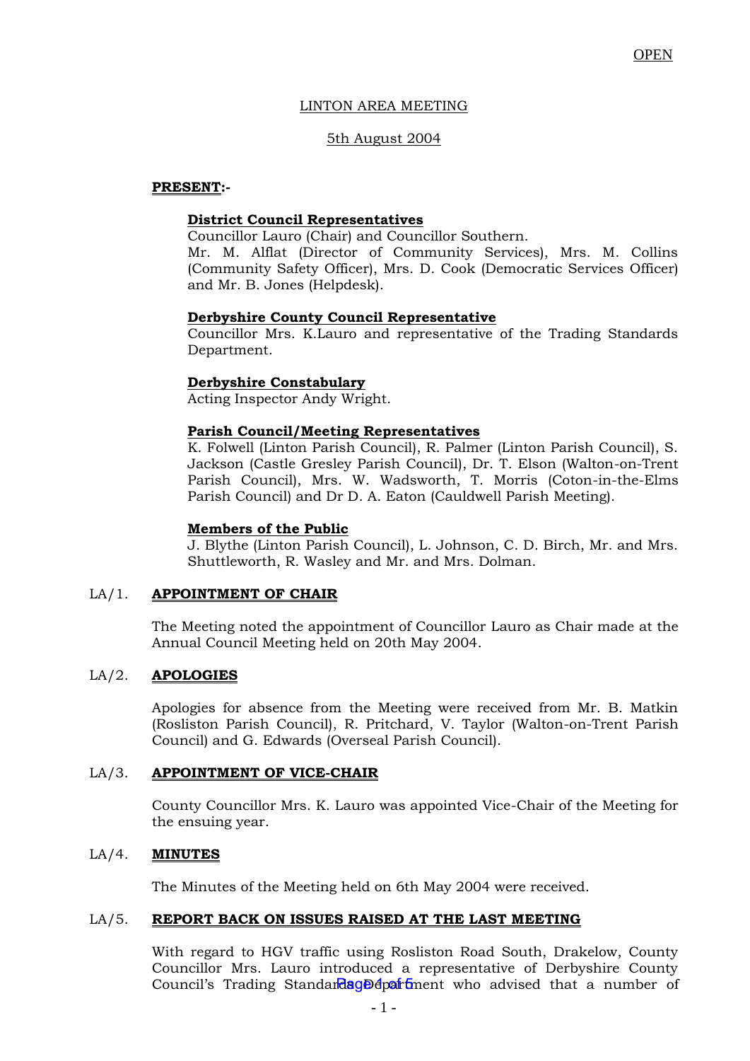OPEN

LINTON AREA MEETING

5th August 2004

**PRESENT:-**

**District Council Representatives**
Councillor Lauro (Chair) and Councillor Southern.
Mr. M. Alflat (Director of Community Services), Mrs. M. Collins (Community Safety Officer), Mrs. D. Cook (Democratic Services Officer) and Mr. B. Jones (Helpdesk).

**Derbyshire County Council Representative**
Councillor Mrs. K.Lauro and representative of the Trading Standards Department.

**Derbyshire Constabulary**
Acting Inspector Andy Wright.

**Parish Council/Meeting Representatives**
K. Folwell (Linton Parish Council), R. Palmer (Linton Parish Council), S. Jackson (Castle Gresley Parish Council), Dr. T. Elson (Walton-on-Trent Parish Council), Mrs. W. Wadsworth, T. Morris (Coton-in-the-Elms Parish Council) and Dr D. A. Eaton (Cauldwell Parish Meeting).

**Members of the Public**
J. Blythe (Linton Parish Council), L. Johnson, C. D. Birch, Mr. and Mrs. Shuttleworth, R. Wasley and Mr. and Mrs. Dolman.

LA/1. **APPOINTMENT OF CHAIR**

The Meeting noted the appointment of Councillor Lauro as Chair made at the Annual Council Meeting held on 20th May 2004.

LA/2. **APOLOGIES**

Apologies for absence from the Meeting were received from Mr. B. Matkin (Rosliston Parish Council), R. Pritchard, V. Taylor (Walton-on-Trent Parish Council) and G. Edwards (Overseal Parish Council).

LA/3. **APPOINTMENT OF VICE-CHAIR**

County Councillor Mrs. K. Lauro was appointed Vice-Chair of the Meeting for the ensuing year.

LA/4. **MINUTES**

The Minutes of the Meeting held on 6th May 2004 were received.

LA/5. **REPORT BACK ON ISSUES RAISED AT THE LAST MEETING**

With regard to HGV traffic using Rosliston Road South, Drakelow, County Councillor Mrs. Lauro introduced a representative of Derbyshire County Council's Trading Standards Department who advised that a number of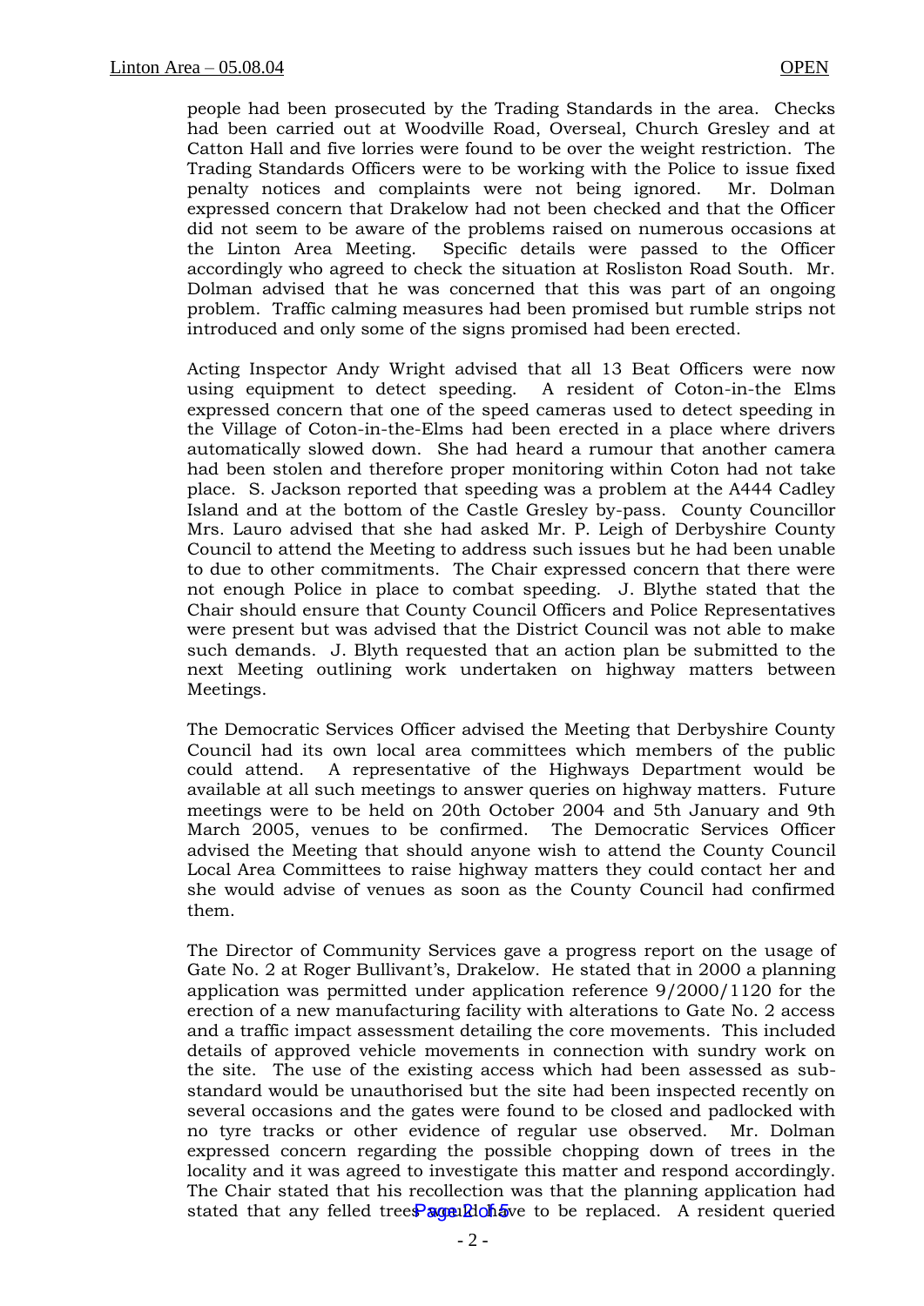people had been prosecuted by the Trading Standards in the area. Checks had been carried out at Woodville Road, Overseal, Church Gresley and at Catton Hall and five lorries were found to be over the weight restriction. The Trading Standards Officers were to be working with the Police to issue fixed penalty notices and complaints were not being ignored. Mr. Dolman expressed concern that Drakelow had not been checked and that the Officer did not seem to be aware of the problems raised on numerous occasions at the Linton Area Meeting. Specific details were passed to the Officer accordingly who agreed to check the situation at Rosliston Road South. Mr. Dolman advised that he was concerned that this was part of an ongoing problem. Traffic calming measures had been promised but rumble strips not introduced and only some of the signs promised had been erected.

Acting Inspector Andy Wright advised that all 13 Beat Officers were now using equipment to detect speeding. A resident of Coton-in-the Elms expressed concern that one of the speed cameras used to detect speeding in the Village of Coton-in-the-Elms had been erected in a place where drivers automatically slowed down. She had heard a rumour that another camera had been stolen and therefore proper monitoring within Coton had not take place. S. Jackson reported that speeding was a problem at the A444 Cadley Island and at the bottom of the Castle Gresley by-pass. County Councillor Mrs. Lauro advised that she had asked Mr. P. Leigh of Derbyshire County Council to attend the Meeting to address such issues but he had been unable to due to other commitments. The Chair expressed concern that there were not enough Police in place to combat speeding. J. Blythe stated that the Chair should ensure that County Council Officers and Police Representatives were present but was advised that the District Council was not able to make such demands. J. Blyth requested that an action plan be submitted to the next Meeting outlining work undertaken on highway matters between Meetings.

The Democratic Services Officer advised the Meeting that Derbyshire County Council had its own local area committees which members of the public could attend. A representative of the Highways Department would be available at all such meetings to answer queries on highway matters. Future meetings were to be held on 20th October 2004 and 5th January and 9th March 2005, venues to be confirmed. The Democratic Services Officer advised the Meeting that should anyone wish to attend the County Council Local Area Committees to raise highway matters they could contact her and she would advise of venues as soon as the County Council had confirmed them.

The Director of Community Services gave a progress report on the usage of Gate No. 2 at Roger Bullivant's, Drakelow. He stated that in 2000 a planning application was permitted under application reference 9/2000/1120 for the erection of a new manufacturing facility with alterations to Gate No. 2 access and a traffic impact assessment detailing the core movements. This included details of approved vehicle movements in connection with sundry work on the site. The use of the existing access which had been assessed as sub-standard would be unauthorised but the site had been inspected recently on several occasions and the gates were found to be closed and padlocked with no tyre tracks or other evidence of regular use observed. Mr. Dolman expressed concern regarding the possible chopping down of trees in the locality and it was agreed to investigate this matter and respond accordingly. The Chair stated that his recollection was that the planning application had stated that any felled trees would have to be replaced. A resident queried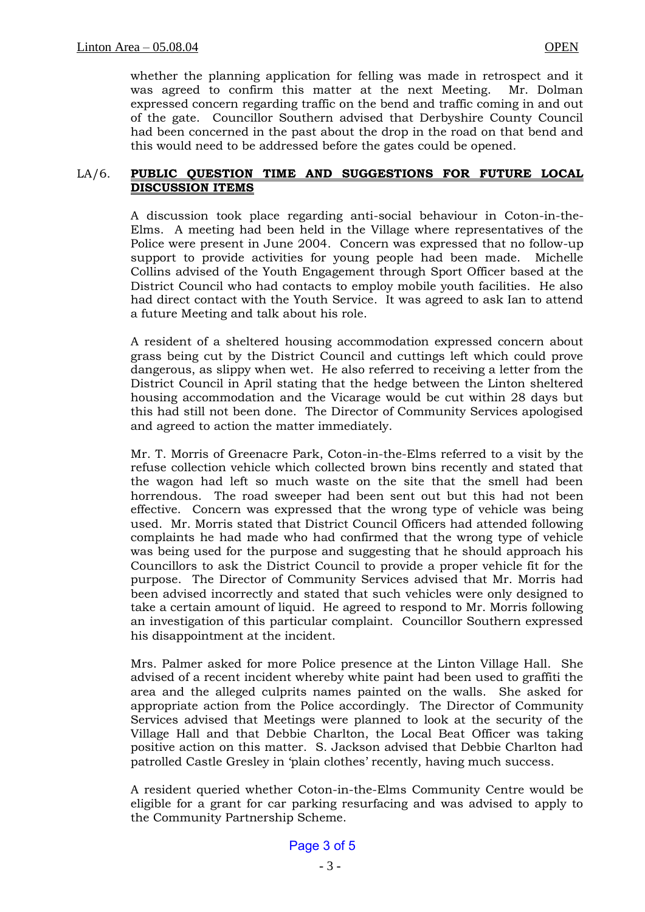whether the planning application for felling was made in retrospect and it was agreed to confirm this matter at the next Meeting. Mr. Dolman expressed concern regarding traffic on the bend and traffic coming in and out of the gate. Councillor Southern advised that Derbyshire County Council had been concerned in the past about the drop in the road on that bend and this would need to be addressed before the gates could be opened.

## LA/6. PUBLIC QUESTION TIME AND SUGGESTIONS FOR FUTURE LOCAL DISCUSSION ITEMS

A discussion took place regarding anti-social behaviour in Coton-in-the-Elms. A meeting had been held in the Village where representatives of the Police were present in June 2004. Concern was expressed that no follow-up support to provide activities for young people had been made. Michelle Collins advised of the Youth Engagement through Sport Officer based at the District Council who had contacts to employ mobile youth facilities. He also had direct contact with the Youth Service. It was agreed to ask Ian to attend a future Meeting and talk about his role.

A resident of a sheltered housing accommodation expressed concern about grass being cut by the District Council and cuttings left which could prove dangerous, as slippy when wet. He also referred to receiving a letter from the District Council in April stating that the hedge between the Linton sheltered housing accommodation and the Vicarage would be cut within 28 days but this had still not been done. The Director of Community Services apologised and agreed to action the matter immediately.

Mr. T. Morris of Greenacre Park, Coton-in-the-Elms referred to a visit by the refuse collection vehicle which collected brown bins recently and stated that the wagon had left so much waste on the site that the smell had been horrendous. The road sweeper had been sent out but this had not been effective. Concern was expressed that the wrong type of vehicle was being used. Mr. Morris stated that District Council Officers had attended following complaints he had made who had confirmed that the wrong type of vehicle was being used for the purpose and suggesting that he should approach his Councillors to ask the District Council to provide a proper vehicle fit for the purpose. The Director of Community Services advised that Mr. Morris had been advised incorrectly and stated that such vehicles were only designed to take a certain amount of liquid. He agreed to respond to Mr. Morris following an investigation of this particular complaint. Councillor Southern expressed his disappointment at the incident.

Mrs. Palmer asked for more Police presence at the Linton Village Hall. She advised of a recent incident whereby white paint had been used to graffiti the area and the alleged culprits names painted on the walls. She asked for appropriate action from the Police accordingly. The Director of Community Services advised that Meetings were planned to look at the security of the Village Hall and that Debbie Charlton, the Local Beat Officer was taking positive action on this matter. S. Jackson advised that Debbie Charlton had patrolled Castle Gresley in 'plain clothes' recently, having much success.

A resident queried whether Coton-in-the-Elms Community Centre would be eligible for a grant for car parking resurfacing and was advised to apply to the Community Partnership Scheme.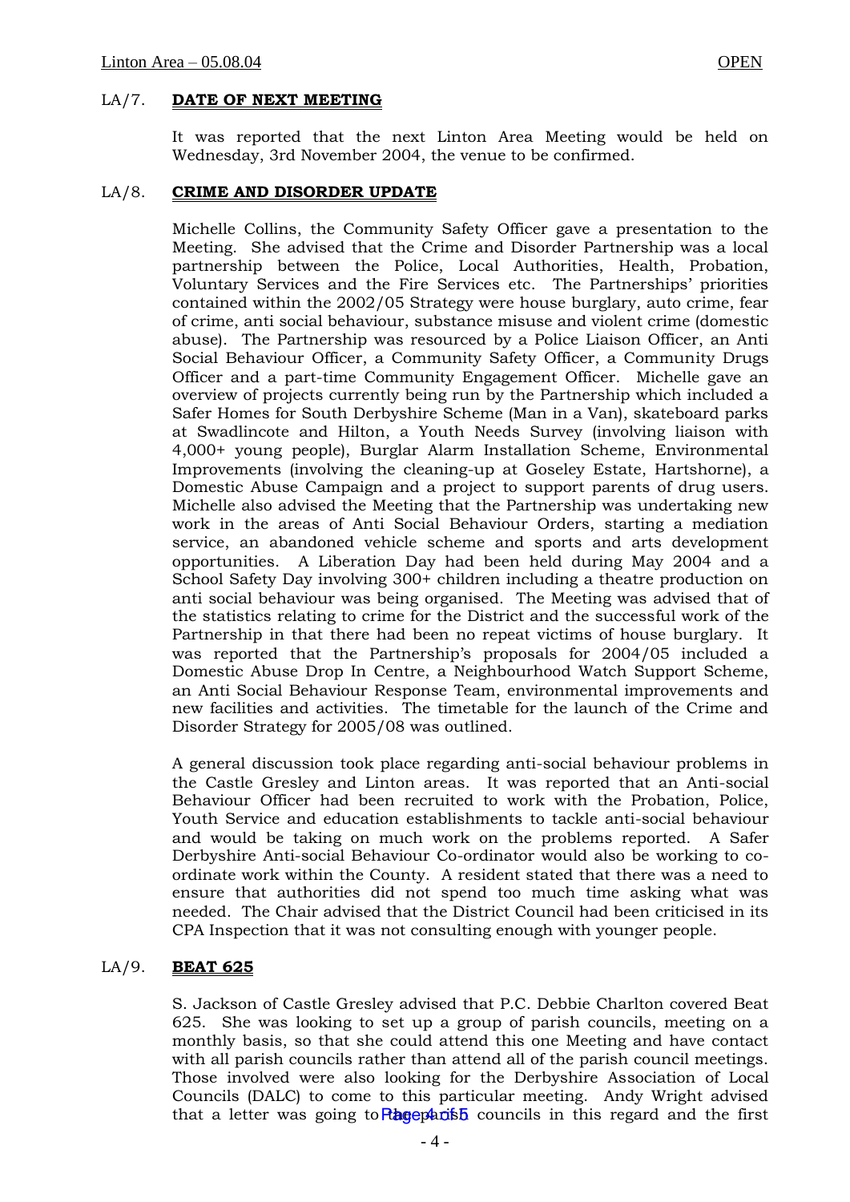## LA/7. DATE OF NEXT MEETING

It was reported that the next Linton Area Meeting would be held on Wednesday, 3rd November 2004, the venue to be confirmed.

## LA/8. CRIME AND DISORDER UPDATE

Michelle Collins, the Community Safety Officer gave a presentation to the Meeting. She advised that the Crime and Disorder Partnership was a local partnership between the Police, Local Authorities, Health, Probation, Voluntary Services and the Fire Services etc. The Partnerships' priorities contained within the 2002/05 Strategy were house burglary, auto crime, fear of crime, anti social behaviour, substance misuse and violent crime (domestic abuse). The Partnership was resourced by a Police Liaison Officer, an Anti Social Behaviour Officer, a Community Safety Officer, a Community Drugs Officer and a part-time Community Engagement Officer. Michelle gave an overview of projects currently being run by the Partnership which included a Safer Homes for South Derbyshire Scheme (Man in a Van), skateboard parks at Swadlincote and Hilton, a Youth Needs Survey (involving liaison with 4,000+ young people), Burglar Alarm Installation Scheme, Environmental Improvements (involving the cleaning-up at Goseley Estate, Hartshorne), a Domestic Abuse Campaign and a project to support parents of drug users. Michelle also advised the Meeting that the Partnership was undertaking new work in the areas of Anti Social Behaviour Orders, starting a mediation service, an abandoned vehicle scheme and sports and arts development opportunities. A Liberation Day had been held during May 2004 and a School Safety Day involving 300+ children including a theatre production on anti social behaviour was being organised. The Meeting was advised that of the statistics relating to crime for the District and the successful work of the Partnership in that there had been no repeat victims of house burglary. It was reported that the Partnership's proposals for 2004/05 included a Domestic Abuse Drop In Centre, a Neighbourhood Watch Support Scheme, an Anti Social Behaviour Response Team, environmental improvements and new facilities and activities. The timetable for the launch of the Crime and Disorder Strategy for 2005/08 was outlined.

A general discussion took place regarding anti-social behaviour problems in the Castle Gresley and Linton areas. It was reported that an Anti-social Behaviour Officer had been recruited to work with the Probation, Police, Youth Service and education establishments to tackle anti-social behaviour and would be taking on much work on the problems reported. A Safer Derbyshire Anti-social Behaviour Co-ordinator would also be working to co-ordinate work within the County. A resident stated that there was a need to ensure that authorities did not spend too much time asking what was needed. The Chair advised that the District Council had been criticised in its CPA Inspection that it was not consulting enough with younger people.

## LA/9. BEAT 625

S. Jackson of Castle Gresley advised that P.C. Debbie Charlton covered Beat 625. She was looking to set up a group of parish councils, meeting on a monthly basis, so that she could attend this one Meeting and have contact with all parish councils rather than attend all of the parish council meetings. Those involved were also looking for the Derbyshire Association of Local Councils (DALC) to come to this particular meeting. Andy Wright advised that a letter was going to the parish councils in this regard and the first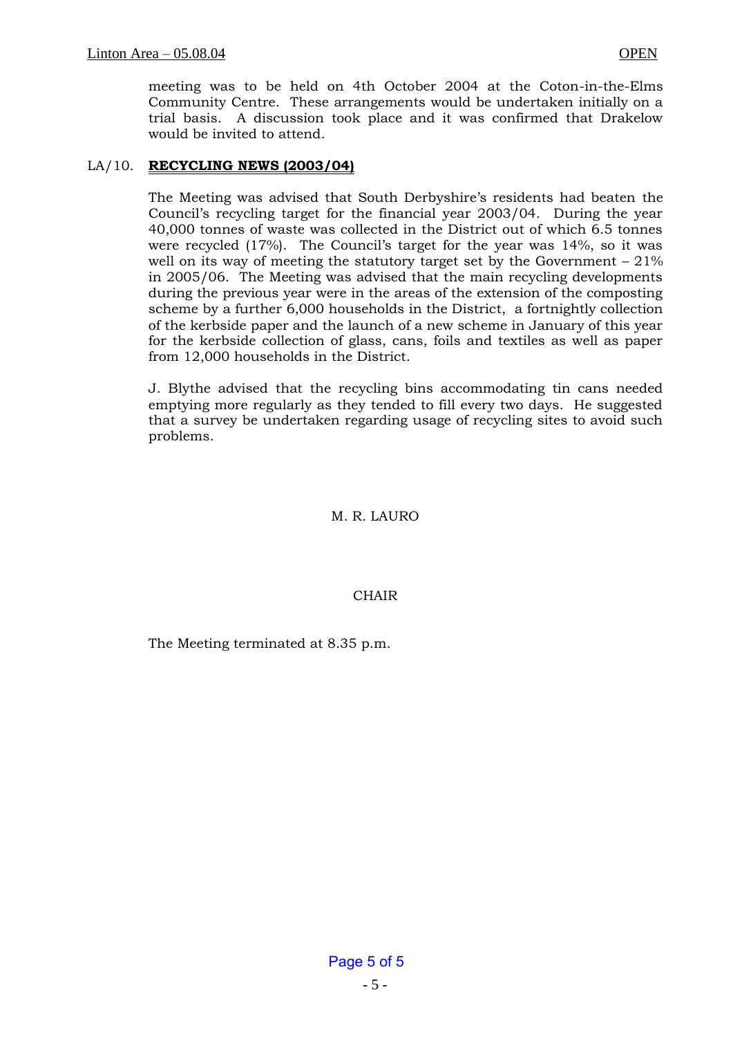meeting was to be held on 4th October 2004 at the Coton-in-the-Elms Community Centre. These arrangements would be undertaken initially on a trial basis. A discussion took place and it was confirmed that Drakelow would be invited to attend.

## LA/10. **RECYCLING NEWS (2003/04)**

The Meeting was advised that South Derbyshire's residents had beaten the Council's recycling target for the financial year 2003/04. During the year 40,000 tonnes of waste was collected in the District out of which 6.5 tonnes were recycled (17%). The Council's target for the year was 14%, so it was well on its way of meeting the statutory target set by the Government – 21% in 2005/06. The Meeting was advised that the main recycling developments during the previous year were in the areas of the extension of the composting scheme by a further 6,000 households in the District, a fortnightly collection of the kerbside paper and the launch of a new scheme in January of this year for the kerbside collection of glass, cans, foils and textiles as well as paper from 12,000 households in the District.

J. Blythe advised that the recycling bins accommodating tin cans needed emptying more regularly as they tended to fill every two days. He suggested that a survey be undertaken regarding usage of recycling sites to avoid such problems.

M. R. LAURO

CHAIR

The Meeting terminated at 8.35 p.m.